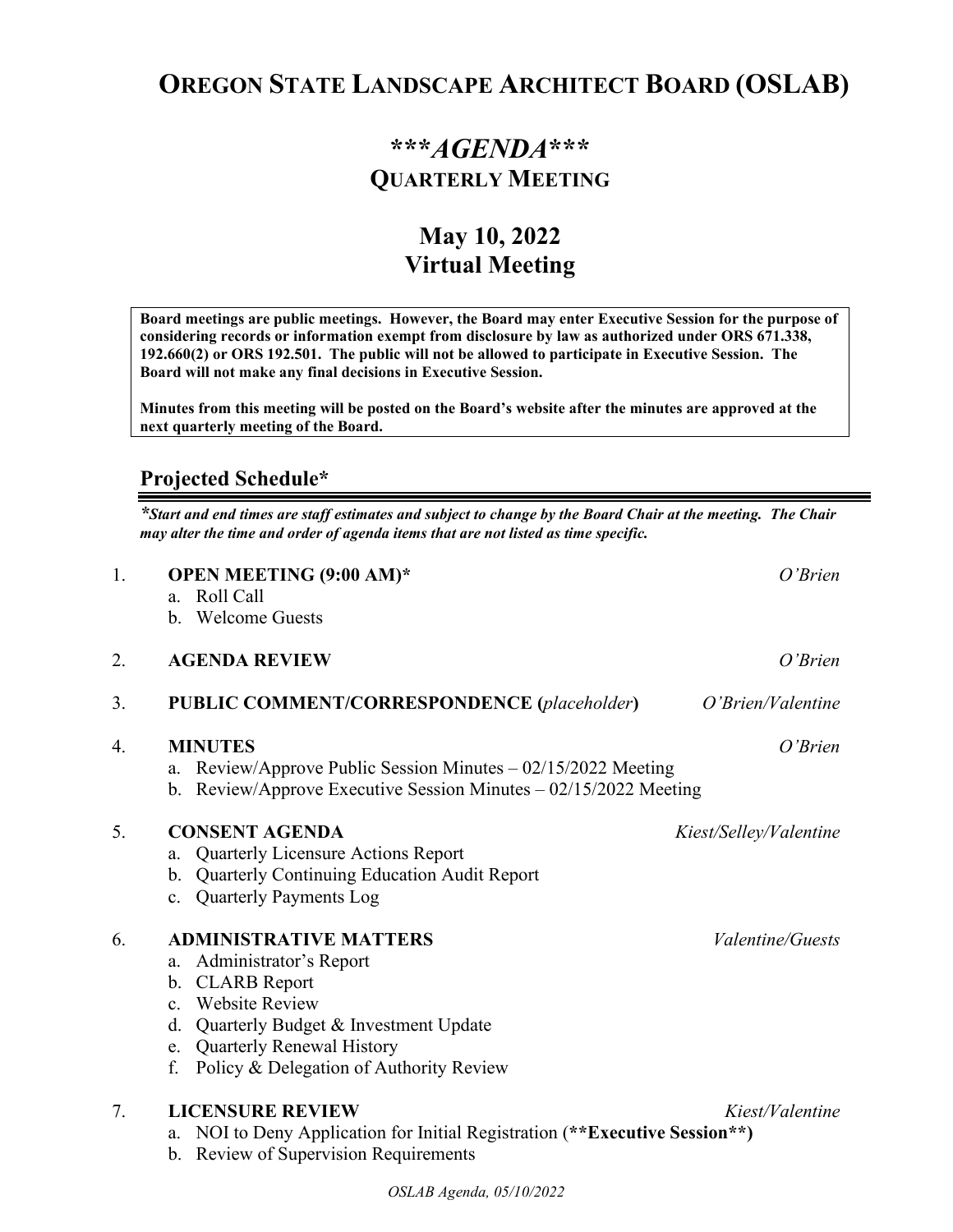# OREGON STATE LANDSCAPE ARCHITECT BOARD (OSLAB)

## ****AGENDA****
## QUARTERLY MEETING

## May 10, 2022
## Virtual Meeting

**Board meetings are public meetings. However, the Board may enter Executive Session for the purpose of considering records or information exempt from disclosure by law as authorized under ORS 671.338, 192.660(2) or ORS 192.501. The public will not be allowed to participate in Executive Session. The Board will not make any final decisions in Executive Session.**

**Minutes from this meeting will be posted on the Board's website after the minutes are approved at the next quarterly meeting of the Board.**

## Projected Schedule*

***Start and end times are staff estimates and subject to change by the Board Chair at the meeting. The Chair may alter the time and order of agenda items that are not listed as time specific.***

1. **OPEN MEETING (9:00 AM)*** — *O'Brien*
   a. Roll Call
   b. Welcome Guests

2. **AGENDA REVIEW** — *O'Brien*

3. **PUBLIC COMMENT/CORRESPONDENCE (*placeholder*)** — *O'Brien/Valentine*

4. **MINUTES** — *O'Brien*
   a. Review/Approve Public Session Minutes – 02/15/2022 Meeting
   b. Review/Approve Executive Session Minutes – 02/15/2022 Meeting

5. **CONSENT AGENDA** — *Kiest/Selley/Valentine*
   a. Quarterly Licensure Actions Report
   b. Quarterly Continuing Education Audit Report
   c. Quarterly Payments Log

6. **ADMINISTRATIVE MATTERS** — *Valentine/Guests*
   a. Administrator's Report
   b. CLARB Report
   c. Website Review
   d. Quarterly Budget & Investment Update
   e. Quarterly Renewal History
   f. Policy & Delegation of Authority Review

7. **LICENSURE REVIEW** — *Kiest/Valentine*
   a. NOI to Deny Application for Initial Registration (**Executive Session**)
   b. Review of Supervision Requirements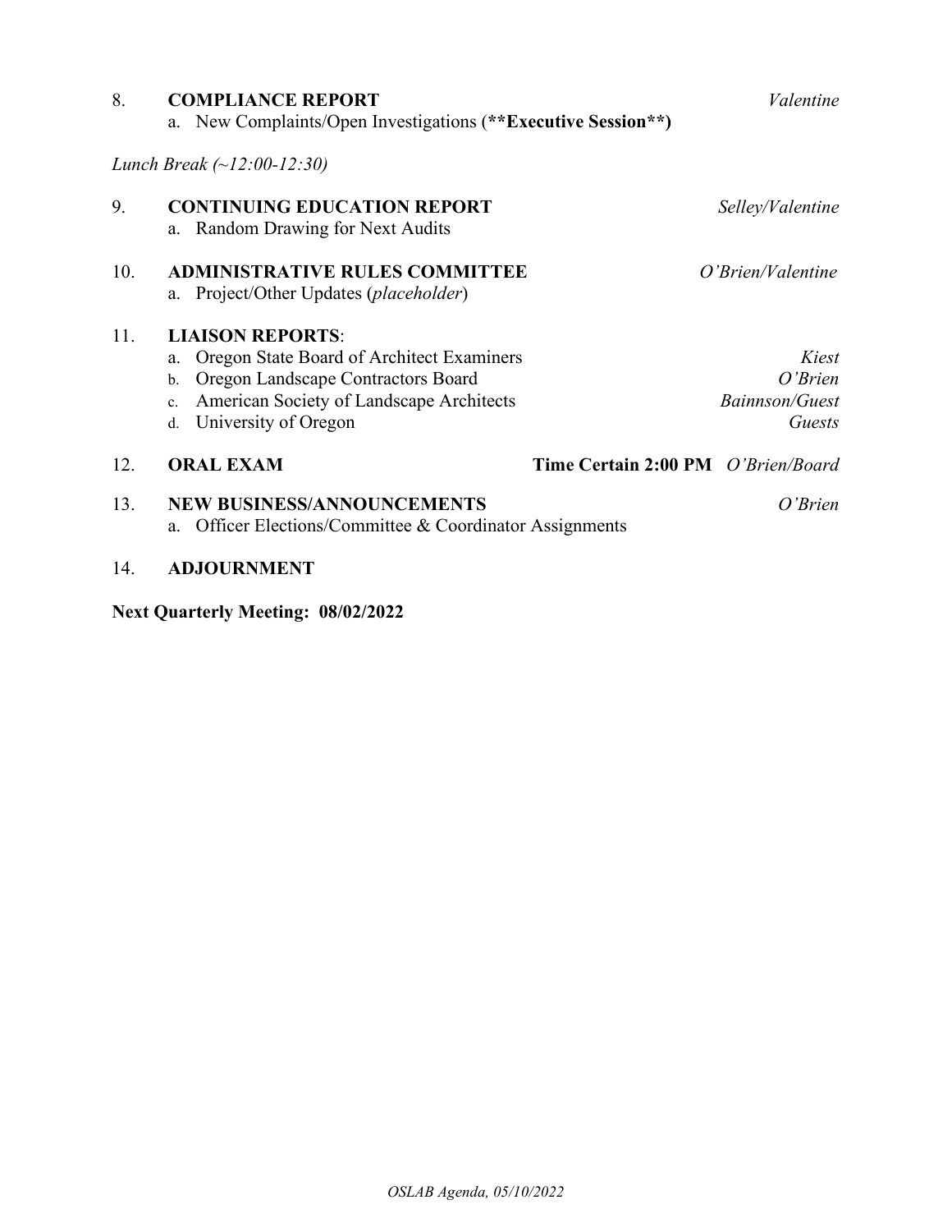8. **COMPLIANCE REPORT** *Valentine*
   a. New Complaints/Open Investigations (**\*\*Executive Session\*\***)

*Lunch Break (~12:00-12:30)*

9. **CONTINUING EDUCATION REPORT** *Selley/Valentine*
   a. Random Drawing for Next Audits

10. **ADMINISTRATIVE RULES COMMITTEE** *O'Brien/Valentine*
    a. Project/Other Updates (*placeholder*)

11. **LIAISON REPORTS**:
    a. Oregon State Board of Architect Examiners *Kiest*
    b. Oregon Landscape Contractors Board *O'Brien*
    c. American Society of Landscape Architects *Bainnson/Guest*
    d. University of Oregon *Guests*

12. **ORAL EXAM** **Time Certain 2:00 PM** *O'Brien/Board*

13. **NEW BUSINESS/ANNOUNCEMENTS** *O'Brien*
    a. Officer Elections/Committee & Coordinator Assignments

14. **ADJOURNMENT**

**Next Quarterly Meeting: 08/02/2022**